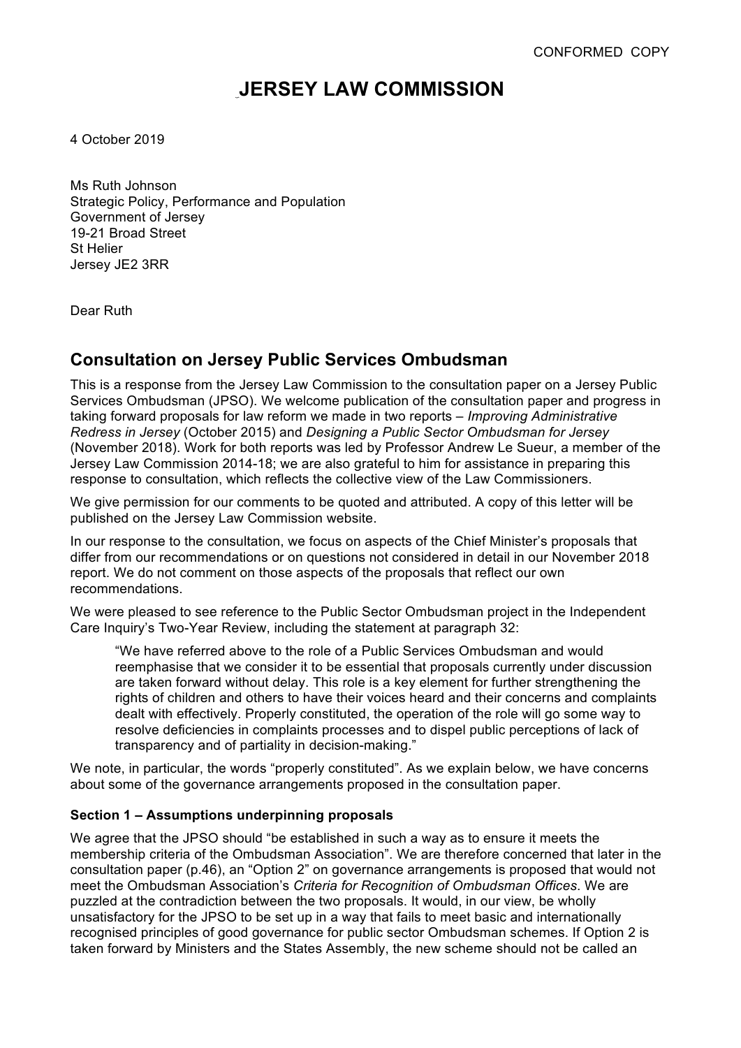CONFORMED COPY

# JERSEY LAW COMMISSION

4 October 2019

Ms Ruth Johnson
Strategic Policy, Performance and Population
Government of Jersey
19-21 Broad Street
St Helier
Jersey JE2 3RR

Dear Ruth

## Consultation on Jersey Public Services Ombudsman

This is a response from the Jersey Law Commission to the consultation paper on a Jersey Public Services Ombudsman (JPSO). We welcome publication of the consultation paper and progress in taking forward proposals for law reform we made in two reports – *Improving Administrative Redress in Jersey* (October 2015) and *Designing a Public Sector Ombudsman for Jersey* (November 2018). Work for both reports was led by Professor Andrew Le Sueur, a member of the Jersey Law Commission 2014-18; we are also grateful to him for assistance in preparing this response to consultation, which reflects the collective view of the Law Commissioners.

We give permission for our comments to be quoted and attributed. A copy of this letter will be published on the Jersey Law Commission website.

In our response to the consultation, we focus on aspects of the Chief Minister's proposals that differ from our recommendations or on questions not considered in detail in our November 2018 report. We do not comment on those aspects of the proposals that reflect our own recommendations.

We were pleased to see reference to the Public Sector Ombudsman project in the Independent Care Inquiry's Two-Year Review, including the statement at paragraph 32:

> "We have referred above to the role of a Public Services Ombudsman and would reemphasise that we consider it to be essential that proposals currently under discussion are taken forward without delay. This role is a key element for further strengthening the rights of children and others to have their voices heard and their concerns and complaints dealt with effectively. Properly constituted, the operation of the role will go some way to resolve deficiencies in complaints processes and to dispel public perceptions of lack of transparency and of partiality in decision-making."

We note, in particular, the words "properly constituted". As we explain below, we have concerns about some of the governance arrangements proposed in the consultation paper.

### Section 1 – Assumptions underpinning proposals

We agree that the JPSO should "be established in such a way as to ensure it meets the membership criteria of the Ombudsman Association". We are therefore concerned that later in the consultation paper (p.46), an "Option 2" on governance arrangements is proposed that would not meet the Ombudsman Association's *Criteria for Recognition of Ombudsman Offices*. We are puzzled at the contradiction between the two proposals. It would, in our view, be wholly unsatisfactory for the JPSO to be set up in a way that fails to meet basic and internationally recognised principles of good governance for public sector Ombudsman schemes. If Option 2 is taken forward by Ministers and the States Assembly, the new scheme should not be called an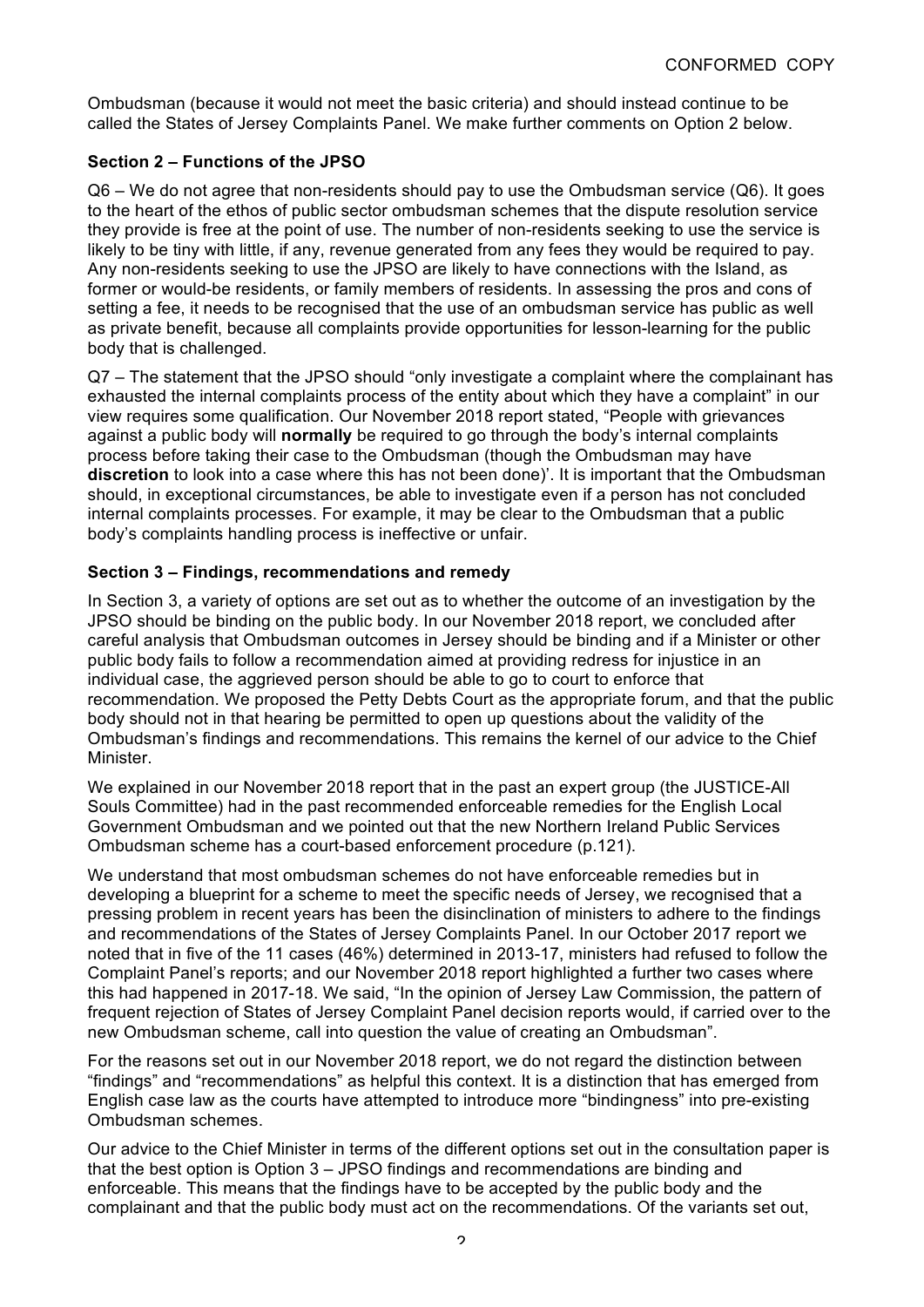Ombudsman (because it would not meet the basic criteria) and should instead continue to be called the States of Jersey Complaints Panel. We make further comments on Option 2 below.

### Section 2 – Functions of the JPSO

Q6 – We do not agree that non-residents should pay to use the Ombudsman service (Q6). It goes to the heart of the ethos of public sector ombudsman schemes that the dispute resolution service they provide is free at the point of use. The number of non-residents seeking to use the service is likely to be tiny with little, if any, revenue generated from any fees they would be required to pay. Any non-residents seeking to use the JPSO are likely to have connections with the Island, as former or would-be residents, or family members of residents. In assessing the pros and cons of setting a fee, it needs to be recognised that the use of an ombudsman service has public as well as private benefit, because all complaints provide opportunities for lesson-learning for the public body that is challenged.

Q7 – The statement that the JPSO should "only investigate a complaint where the complainant has exhausted the internal complaints process of the entity about which they have a complaint" in our view requires some qualification. Our November 2018 report stated, "People with grievances against a public body will **normally** be required to go through the body's internal complaints process before taking their case to the Ombudsman (though the Ombudsman may have **discretion** to look into a case where this has not been done)'. It is important that the Ombudsman should, in exceptional circumstances, be able to investigate even if a person has not concluded internal complaints processes. For example, it may be clear to the Ombudsman that a public body's complaints handling process is ineffective or unfair.

### Section 3 – Findings, recommendations and remedy

In Section 3, a variety of options are set out as to whether the outcome of an investigation by the JPSO should be binding on the public body. In our November 2018 report, we concluded after careful analysis that Ombudsman outcomes in Jersey should be binding and if a Minister or other public body fails to follow a recommendation aimed at providing redress for injustice in an individual case, the aggrieved person should be able to go to court to enforce that recommendation. We proposed the Petty Debts Court as the appropriate forum, and that the public body should not in that hearing be permitted to open up questions about the validity of the Ombudsman's findings and recommendations. This remains the kernel of our advice to the Chief Minister.

We explained in our November 2018 report that in the past an expert group (the JUSTICE-All Souls Committee) had in the past recommended enforceable remedies for the English Local Government Ombudsman and we pointed out that the new Northern Ireland Public Services Ombudsman scheme has a court-based enforcement procedure (p.121).

We understand that most ombudsman schemes do not have enforceable remedies but in developing a blueprint for a scheme to meet the specific needs of Jersey, we recognised that a pressing problem in recent years has been the disinclination of ministers to adhere to the findings and recommendations of the States of Jersey Complaints Panel. In our October 2017 report we noted that in five of the 11 cases (46%) determined in 2013-17, ministers had refused to follow the Complaint Panel's reports; and our November 2018 report highlighted a further two cases where this had happened in 2017-18. We said, "In the opinion of Jersey Law Commission, the pattern of frequent rejection of States of Jersey Complaint Panel decision reports would, if carried over to the new Ombudsman scheme, call into question the value of creating an Ombudsman".

For the reasons set out in our November 2018 report, we do not regard the distinction between "findings" and "recommendations" as helpful this context. It is a distinction that has emerged from English case law as the courts have attempted to introduce more "bindingness" into pre-existing Ombudsman schemes.

Our advice to the Chief Minister in terms of the different options set out in the consultation paper is that the best option is Option 3 – JPSO findings and recommendations are binding and enforceable. This means that the findings have to be accepted by the public body and the complainant and that the public body must act on the recommendations. Of the variants set out,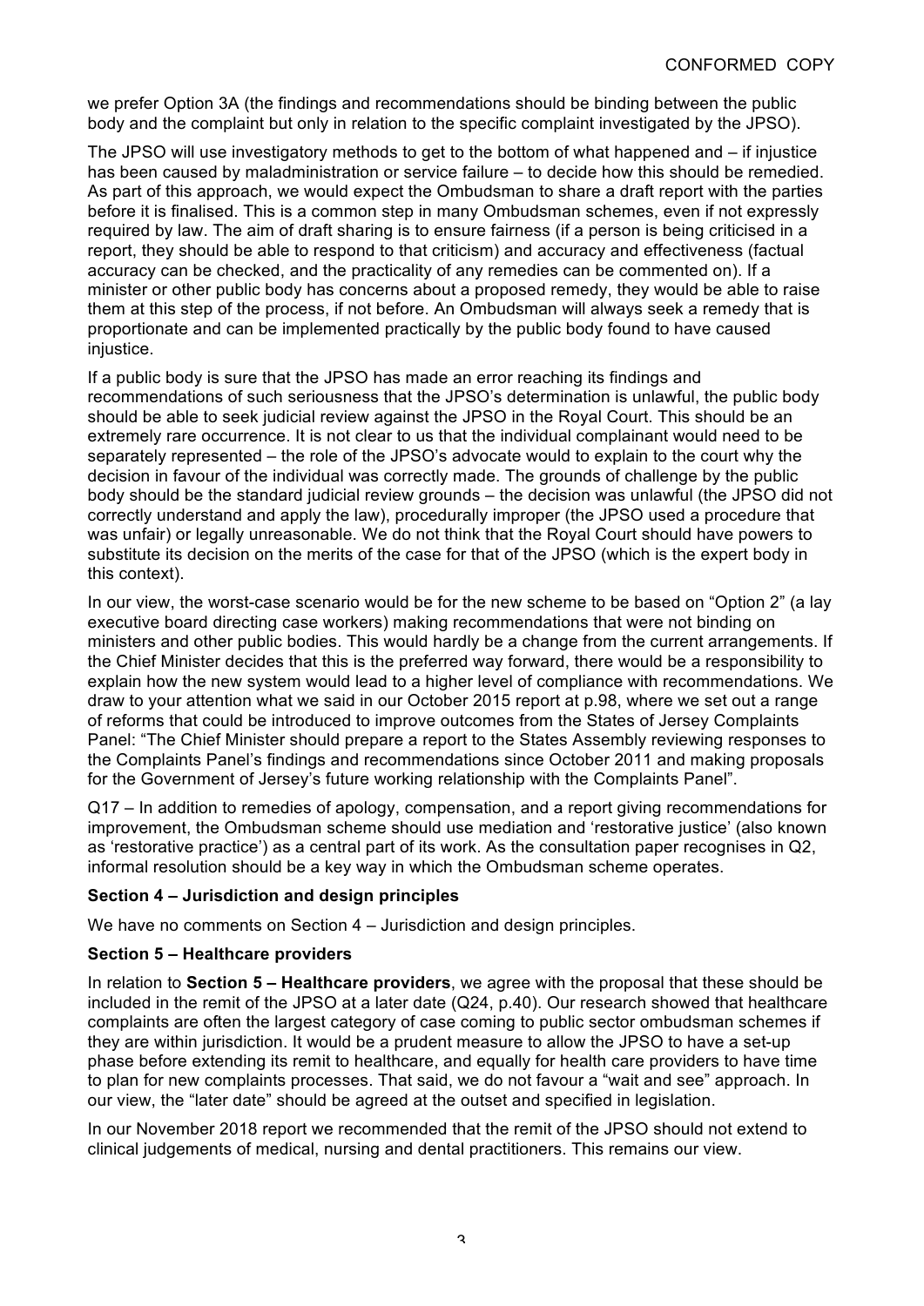we prefer Option 3A (the findings and recommendations should be binding between the public body and the complaint but only in relation to the specific complaint investigated by the JPSO).

The JPSO will use investigatory methods to get to the bottom of what happened and – if injustice has been caused by maladministration or service failure – to decide how this should be remedied. As part of this approach, we would expect the Ombudsman to share a draft report with the parties before it is finalised. This is a common step in many Ombudsman schemes, even if not expressly required by law. The aim of draft sharing is to ensure fairness (if a person is being criticised in a report, they should be able to respond to that criticism) and accuracy and effectiveness (factual accuracy can be checked, and the practicality of any remedies can be commented on). If a minister or other public body has concerns about a proposed remedy, they would be able to raise them at this step of the process, if not before. An Ombudsman will always seek a remedy that is proportionate and can be implemented practically by the public body found to have caused injustice.

If a public body is sure that the JPSO has made an error reaching its findings and recommendations of such seriousness that the JPSO's determination is unlawful, the public body should be able to seek judicial review against the JPSO in the Royal Court. This should be an extremely rare occurrence. It is not clear to us that the individual complainant would need to be separately represented – the role of the JPSO's advocate would to explain to the court why the decision in favour of the individual was correctly made. The grounds of challenge by the public body should be the standard judicial review grounds – the decision was unlawful (the JPSO did not correctly understand and apply the law), procedurally improper (the JPSO used a procedure that was unfair) or legally unreasonable. We do not think that the Royal Court should have powers to substitute its decision on the merits of the case for that of the JPSO (which is the expert body in this context).

In our view, the worst-case scenario would be for the new scheme to be based on "Option 2" (a lay executive board directing case workers) making recommendations that were not binding on ministers and other public bodies. This would hardly be a change from the current arrangements. If the Chief Minister decides that this is the preferred way forward, there would be a responsibility to explain how the new system would lead to a higher level of compliance with recommendations. We draw to your attention what we said in our October 2015 report at p.98, where we set out a range of reforms that could be introduced to improve outcomes from the States of Jersey Complaints Panel: "The Chief Minister should prepare a report to the States Assembly reviewing responses to the Complaints Panel's findings and recommendations since October 2011 and making proposals for the Government of Jersey's future working relationship with the Complaints Panel".

Q17 – In addition to remedies of apology, compensation, and a report giving recommendations for improvement, the Ombudsman scheme should use mediation and 'restorative justice' (also known as 'restorative practice') as a central part of its work. As the consultation paper recognises in Q2, informal resolution should be a key way in which the Ombudsman scheme operates.

**Section 4 – Jurisdiction and design principles**

We have no comments on Section 4 – Jurisdiction and design principles.

**Section 5 – Healthcare providers**

In relation to **Section 5 – Healthcare providers**, we agree with the proposal that these should be included in the remit of the JPSO at a later date (Q24, p.40). Our research showed that healthcare complaints are often the largest category of case coming to public sector ombudsman schemes if they are within jurisdiction. It would be a prudent measure to allow the JPSO to have a set-up phase before extending its remit to healthcare, and equally for health care providers to have time to plan for new complaints processes. That said, we do not favour a "wait and see" approach. In our view, the "later date" should be agreed at the outset and specified in legislation.

In our November 2018 report we recommended that the remit of the JPSO should not extend to clinical judgements of medical, nursing and dental practitioners. This remains our view.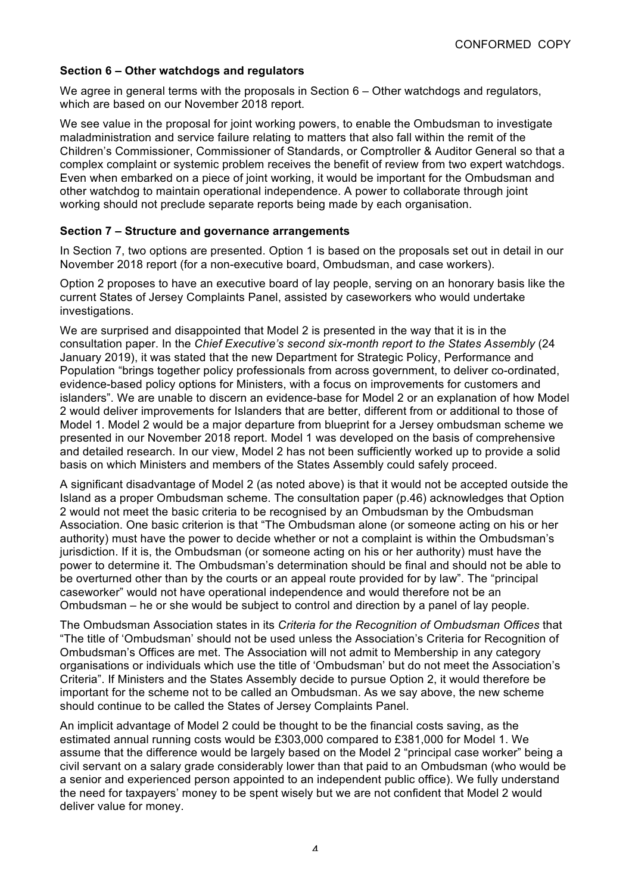CONFORMED COPY

**Section 6 – Other watchdogs and regulators**

We agree in general terms with the proposals in Section 6 – Other watchdogs and regulators, which are based on our November 2018 report.

We see value in the proposal for joint working powers, to enable the Ombudsman to investigate maladministration and service failure relating to matters that also fall within the remit of the Children's Commissioner, Commissioner of Standards, or Comptroller & Auditor General so that a complex complaint or systemic problem receives the benefit of review from two expert watchdogs. Even when embarked on a piece of joint working, it would be important for the Ombudsman and other watchdog to maintain operational independence. A power to collaborate through joint working should not preclude separate reports being made by each organisation.

**Section 7 – Structure and governance arrangements**

In Section 7, two options are presented. Option 1 is based on the proposals set out in detail in our November 2018 report (for a non-executive board, Ombudsman, and case workers).

Option 2 proposes to have an executive board of lay people, serving on an honorary basis like the current States of Jersey Complaints Panel, assisted by caseworkers who would undertake investigations.

We are surprised and disappointed that Model 2 is presented in the way that it is in the consultation paper. In the *Chief Executive's second six-month report to the States Assembly* (24 January 2019), it was stated that the new Department for Strategic Policy, Performance and Population "brings together policy professionals from across government, to deliver co-ordinated, evidence-based policy options for Ministers, with a focus on improvements for customers and islanders". We are unable to discern an evidence-base for Model 2 or an explanation of how Model 2 would deliver improvements for Islanders that are better, different from or additional to those of Model 1. Model 2 would be a major departure from blueprint for a Jersey ombudsman scheme we presented in our November 2018 report. Model 1 was developed on the basis of comprehensive and detailed research. In our view, Model 2 has not been sufficiently worked up to provide a solid basis on which Ministers and members of the States Assembly could safely proceed.

A significant disadvantage of Model 2 (as noted above) is that it would not be accepted outside the Island as a proper Ombudsman scheme. The consultation paper (p.46) acknowledges that Option 2 would not meet the basic criteria to be recognised by an Ombudsman by the Ombudsman Association. One basic criterion is that "The Ombudsman alone (or someone acting on his or her authority) must have the power to decide whether or not a complaint is within the Ombudsman's jurisdiction. If it is, the Ombudsman (or someone acting on his or her authority) must have the power to determine it. The Ombudsman's determination should be final and should not be able to be overturned other than by the courts or an appeal route provided for by law". The "principal caseworker" would not have operational independence and would therefore not be an Ombudsman – he or she would be subject to control and direction by a panel of lay people.

The Ombudsman Association states in its *Criteria for the Recognition of Ombudsman Offices* that "The title of 'Ombudsman' should not be used unless the Association's Criteria for Recognition of Ombudsman's Offices are met. The Association will not admit to Membership in any category organisations or individuals which use the title of 'Ombudsman' but do not meet the Association's Criteria". If Ministers and the States Assembly decide to pursue Option 2, it would therefore be important for the scheme not to be called an Ombudsman. As we say above, the new scheme should continue to be called the States of Jersey Complaints Panel.

An implicit advantage of Model 2 could be thought to be the financial costs saving, as the estimated annual running costs would be £303,000 compared to £381,000 for Model 1. We assume that the difference would be largely based on the Model 2 "principal case worker" being a civil servant on a salary grade considerably lower than that paid to an Ombudsman (who would be a senior and experienced person appointed to an independent public office). We fully understand the need for taxpayers' money to be spent wisely but we are not confident that Model 2 would deliver value for money.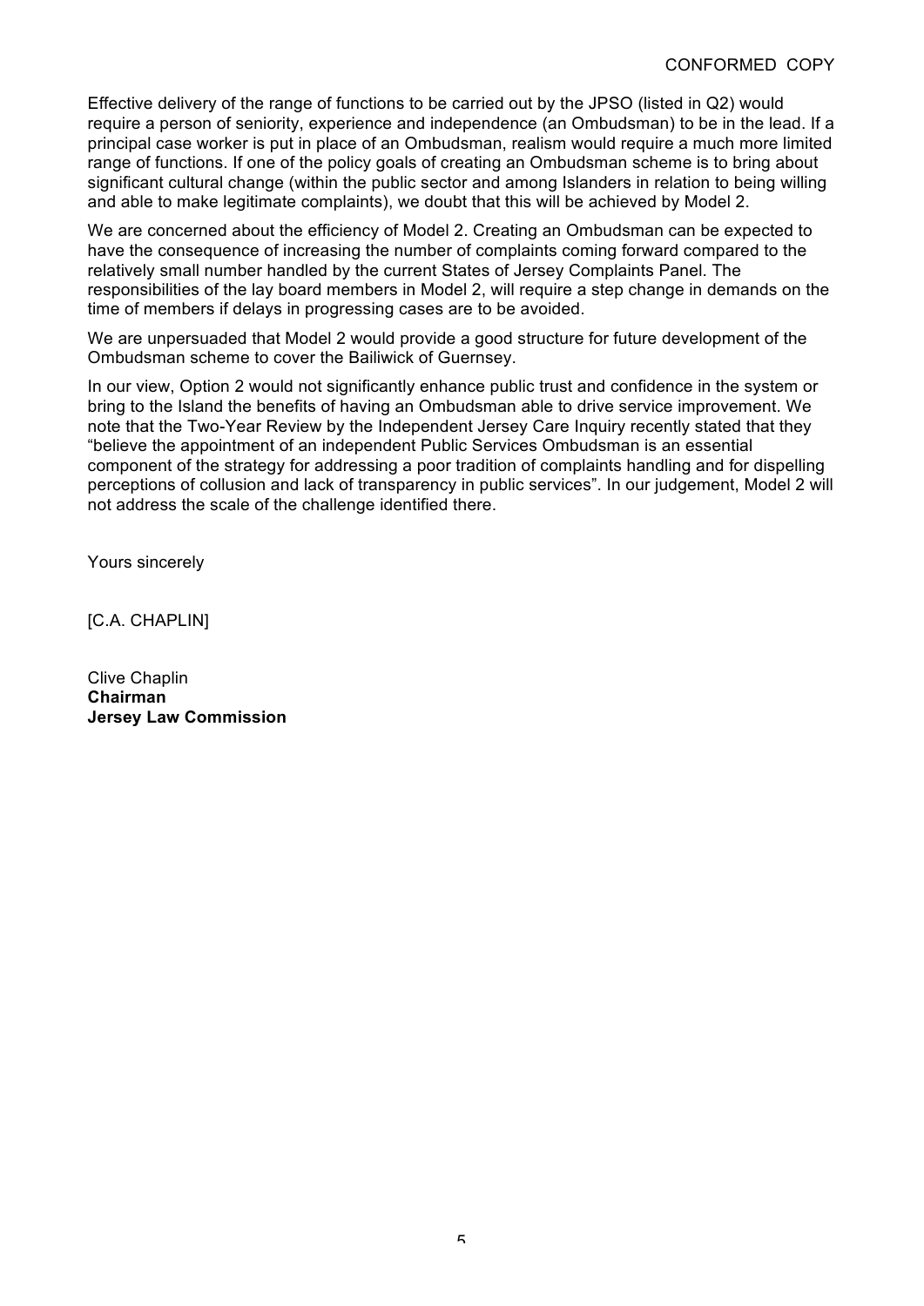Effective delivery of the range of functions to be carried out by the JPSO (listed in Q2) would require a person of seniority, experience and independence (an Ombudsman) to be in the lead. If a principal case worker is put in place of an Ombudsman, realism would require a much more limited range of functions. If one of the policy goals of creating an Ombudsman scheme is to bring about significant cultural change (within the public sector and among Islanders in relation to being willing and able to make legitimate complaints), we doubt that this will be achieved by Model 2.

We are concerned about the efficiency of Model 2. Creating an Ombudsman can be expected to have the consequence of increasing the number of complaints coming forward compared to the relatively small number handled by the current States of Jersey Complaints Panel. The responsibilities of the lay board members in Model 2, will require a step change in demands on the time of members if delays in progressing cases are to be avoided.

We are unpersuaded that Model 2 would provide a good structure for future development of the Ombudsman scheme to cover the Bailiwick of Guernsey.

In our view, Option 2 would not significantly enhance public trust and confidence in the system or bring to the Island the benefits of having an Ombudsman able to drive service improvement. We note that the Two-Year Review by the Independent Jersey Care Inquiry recently stated that they "believe the appointment of an independent Public Services Ombudsman is an essential component of the strategy for addressing a poor tradition of complaints handling and for dispelling perceptions of collusion and lack of transparency in public services". In our judgement, Model 2 will not address the scale of the challenge identified there.

Yours sincerely

[C.A. CHAPLIN]

Clive Chaplin
**Chairman**
**Jersey Law Commission**